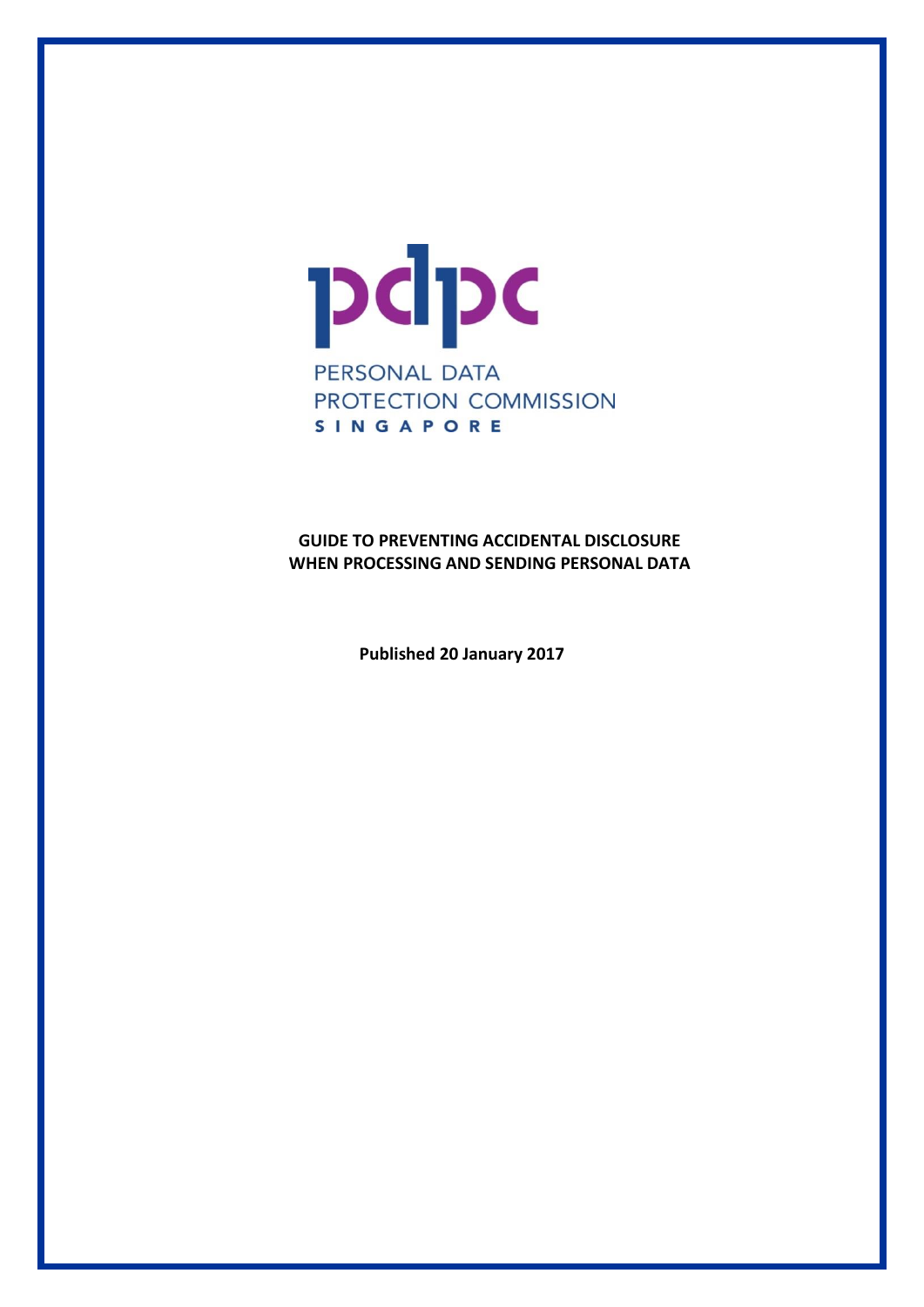pdpc

PERSONAL DATA
PROTECTION COMMISSION
SINGAPORE

# GUIDE TO PREVENTING ACCIDENTAL DISCLOSURE WHEN PROCESSING AND SENDING PERSONAL DATA

**Published 20 January 2017**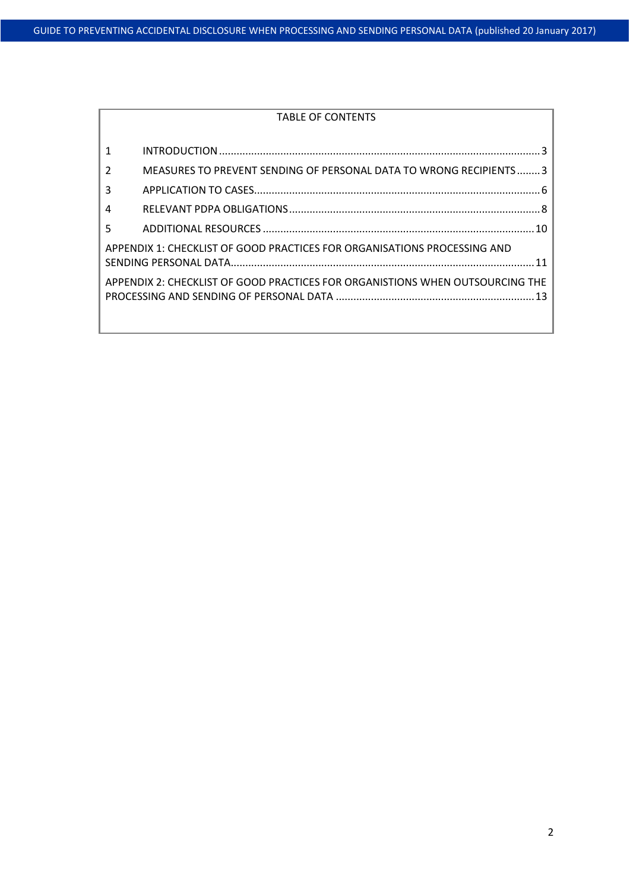TABLE OF CONTENTS

1 INTRODUCTION ........................................................................................................... 3

2 MEASURES TO PREVENT SENDING OF PERSONAL DATA TO WRONG RECIPIENTS ........ 3

3 APPLICATION TO CASES................................................................................................ 6

4 RELEVANT PDPA OBLIGATIONS .................................................................................... 8

5 ADDITIONAL RESOURCES ........................................................................................... 10

APPENDIX 1: CHECKLIST OF GOOD PRACTICES FOR ORGANISATIONS PROCESSING AND SENDING PERSONAL DATA....................................................................................................... 11

APPENDIX 2: CHECKLIST OF GOOD PRACTICES FOR ORGANISTIONS WHEN OUTSOURCING THE PROCESSING AND SENDING OF PERSONAL DATA ................................................................... 13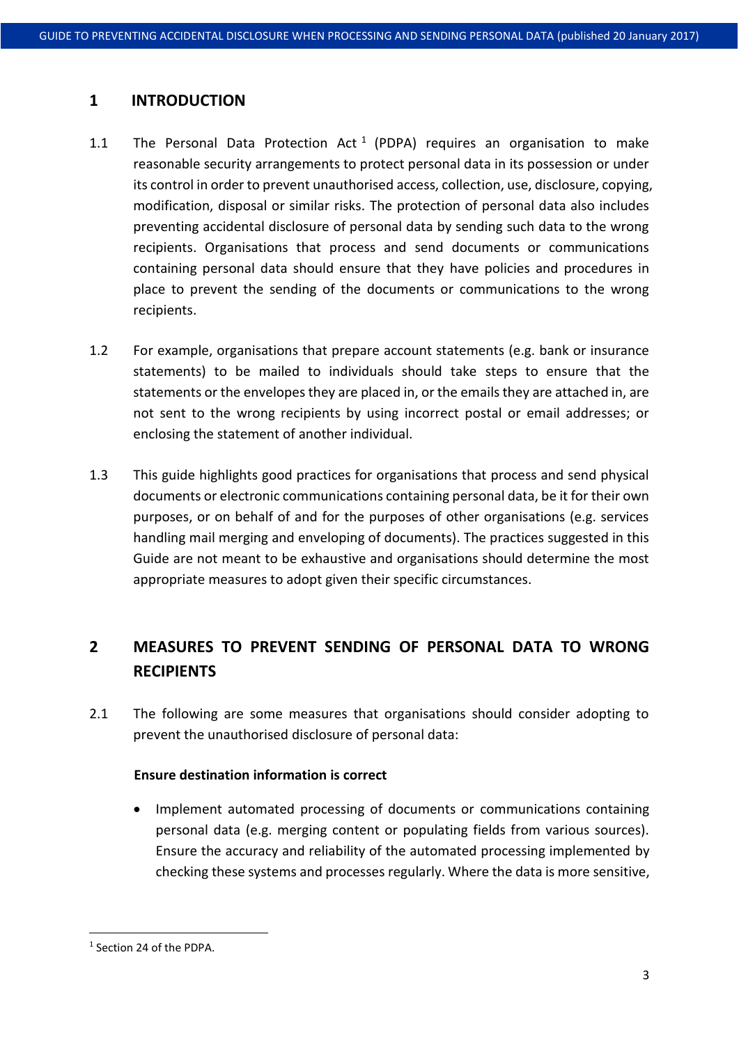# 1 INTRODUCTION

1.1 The Personal Data Protection Act[1] (PDPA) requires an organisation to make reasonable security arrangements to protect personal data in its possession or under its control in order to prevent unauthorised access, collection, use, disclosure, copying, modification, disposal or similar risks. The protection of personal data also includes preventing accidental disclosure of personal data by sending such data to the wrong recipients. Organisations that process and send documents or communications containing personal data should ensure that they have policies and procedures in place to prevent the sending of the documents or communications to the wrong recipients.

1.2 For example, organisations that prepare account statements (e.g. bank or insurance statements) to be mailed to individuals should take steps to ensure that the statements or the envelopes they are placed in, or the emails they are attached in, are not sent to the wrong recipients by using incorrect postal or email addresses; or enclosing the statement of another individual.

1.3 This guide highlights good practices for organisations that process and send physical documents or electronic communications containing personal data, be it for their own purposes, or on behalf of and for the purposes of other organisations (e.g. services handling mail merging and enveloping of documents). The practices suggested in this Guide are not meant to be exhaustive and organisations should determine the most appropriate measures to adopt given their specific circumstances.

# 2 MEASURES TO PREVENT SENDING OF PERSONAL DATA TO WRONG RECIPIENTS

2.1 The following are some measures that organisations should consider adopting to prevent the unauthorised disclosure of personal data:

**Ensure destination information is correct**

- Implement automated processing of documents or communications containing personal data (e.g. merging content or populating fields from various sources). Ensure the accuracy and reliability of the automated processing implemented by checking these systems and processes regularly. Where the data is more sensitive,

[1] Section 24 of the PDPA.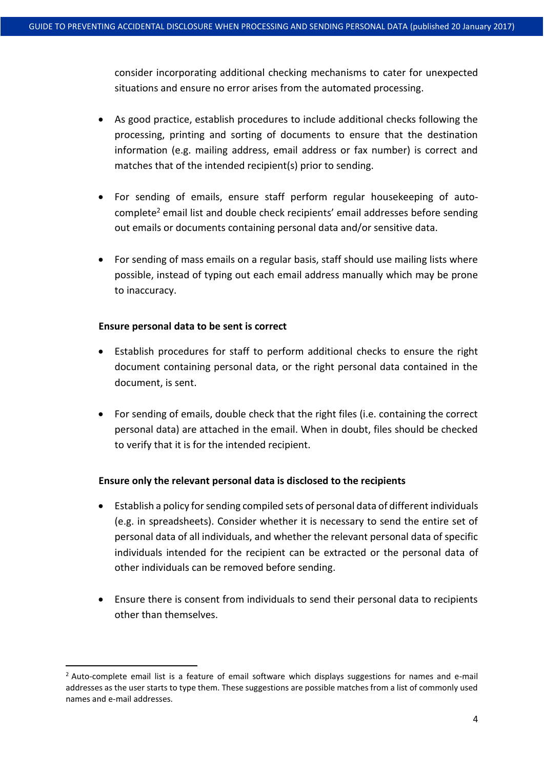consider incorporating additional checking mechanisms to cater for unexpected situations and ensure no error arises from the automated processing.

- As good practice, establish procedures to include additional checks following the processing, printing and sorting of documents to ensure that the destination information (e.g. mailing address, email address or fax number) is correct and matches that of the intended recipient(s) prior to sending.

- For sending of emails, ensure staff perform regular housekeeping of auto-complete[2] email list and double check recipients' email addresses before sending out emails or documents containing personal data and/or sensitive data.

- For sending of mass emails on a regular basis, staff should use mailing lists where possible, instead of typing out each email address manually which may be prone to inaccuracy.

**Ensure personal data to be sent is correct**

- Establish procedures for staff to perform additional checks to ensure the right document containing personal data, or the right personal data contained in the document, is sent.

- For sending of emails, double check that the right files (i.e. containing the correct personal data) are attached in the email. When in doubt, files should be checked to verify that it is for the intended recipient.

**Ensure only the relevant personal data is disclosed to the recipients**

- Establish a policy for sending compiled sets of personal data of different individuals (e.g. in spreadsheets). Consider whether it is necessary to send the entire set of personal data of all individuals, and whether the relevant personal data of specific individuals intended for the recipient can be extracted or the personal data of other individuals can be removed before sending.

- Ensure there is consent from individuals to send their personal data to recipients other than themselves.

---

[2] Auto-complete email list is a feature of email software which displays suggestions for names and e-mail addresses as the user starts to type them. These suggestions are possible matches from a list of commonly used names and e-mail addresses.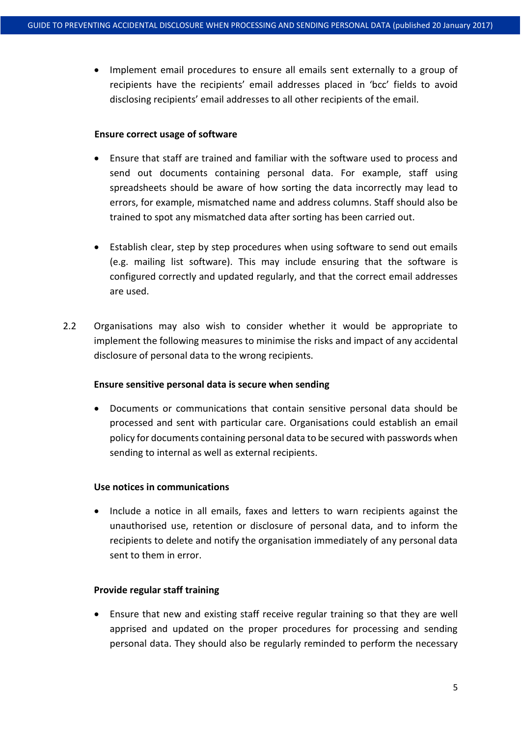- Implement email procedures to ensure all emails sent externally to a group of recipients have the recipients' email addresses placed in 'bcc' fields to avoid disclosing recipients' email addresses to all other recipients of the email.

**Ensure correct usage of software**

- Ensure that staff are trained and familiar with the software used to process and send out documents containing personal data. For example, staff using spreadsheets should be aware of how sorting the data incorrectly may lead to errors, for example, mismatched name and address columns. Staff should also be trained to spot any mismatched data after sorting has been carried out.

- Establish clear, step by step procedures when using software to send out emails (e.g. mailing list software). This may include ensuring that the software is configured correctly and updated regularly, and that the correct email addresses are used.

2.2 Organisations may also wish to consider whether it would be appropriate to implement the following measures to minimise the risks and impact of any accidental disclosure of personal data to the wrong recipients.

**Ensure sensitive personal data is secure when sending**

- Documents or communications that contain sensitive personal data should be processed and sent with particular care. Organisations could establish an email policy for documents containing personal data to be secured with passwords when sending to internal as well as external recipients.

**Use notices in communications**

- Include a notice in all emails, faxes and letters to warn recipients against the unauthorised use, retention or disclosure of personal data, and to inform the recipients to delete and notify the organisation immediately of any personal data sent to them in error.

**Provide regular staff training**

- Ensure that new and existing staff receive regular training so that they are well apprised and updated on the proper procedures for processing and sending personal data. They should also be regularly reminded to perform the necessary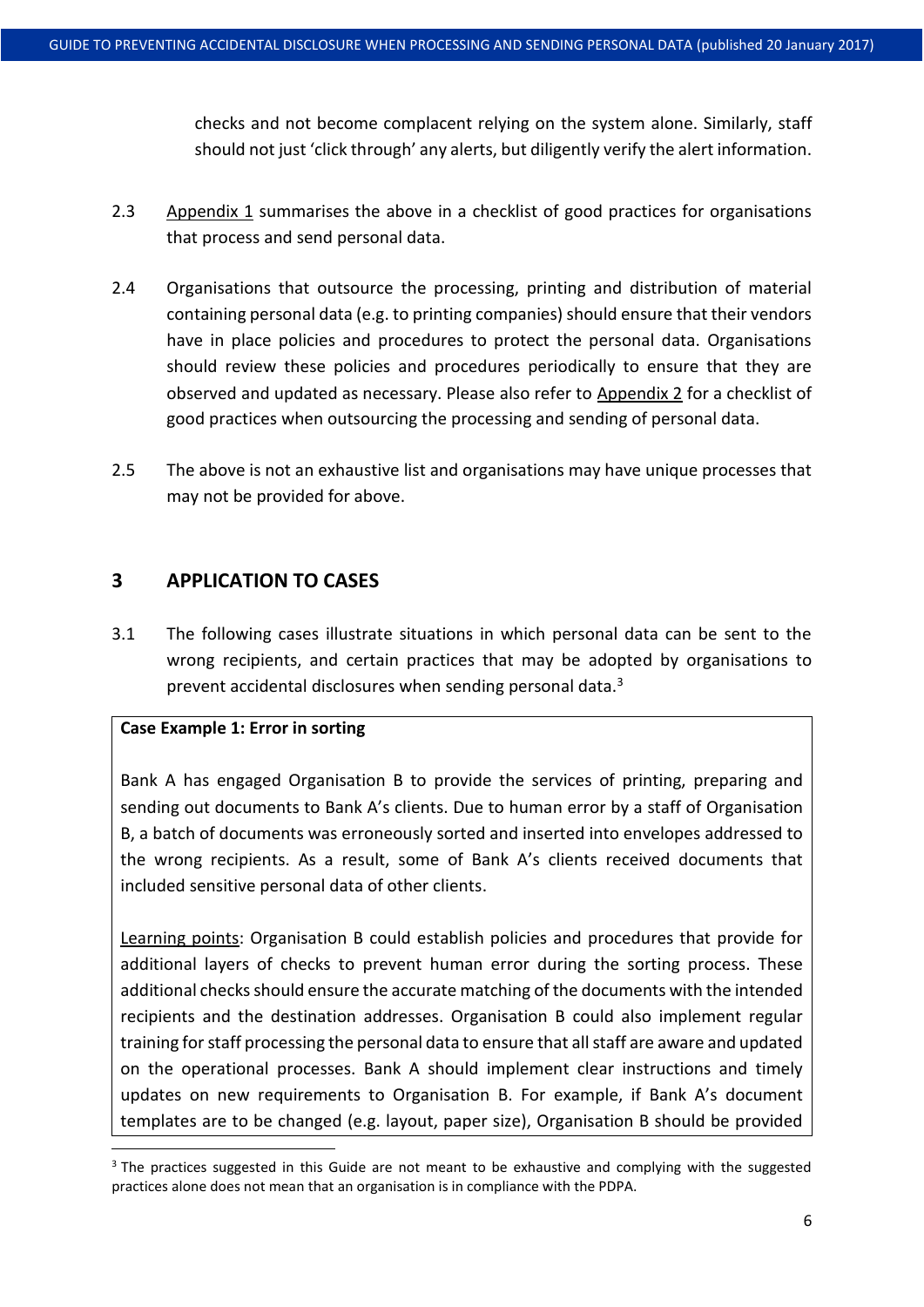checks and not become complacent relying on the system alone. Similarly, staff should not just 'click through' any alerts, but diligently verify the alert information.

2.3 Appendix 1 summarises the above in a checklist of good practices for organisations that process and send personal data.

2.4 Organisations that outsource the processing, printing and distribution of material containing personal data (e.g. to printing companies) should ensure that their vendors have in place policies and procedures to protect the personal data. Organisations should review these policies and procedures periodically to ensure that they are observed and updated as necessary. Please also refer to Appendix 2 for a checklist of good practices when outsourcing the processing and sending of personal data.

2.5 The above is not an exhaustive list and organisations may have unique processes that may not be provided for above.

## 3 APPLICATION TO CASES

3.1 The following cases illustrate situations in which personal data can be sent to the wrong recipients, and certain practices that may be adopted by organisations to prevent accidental disclosures when sending personal data.[3]

**Case Example 1: Error in sorting**

Bank A has engaged Organisation B to provide the services of printing, preparing and sending out documents to Bank A's clients. Due to human error by a staff of Organisation B, a batch of documents was erroneously sorted and inserted into envelopes addressed to the wrong recipients. As a result, some of Bank A's clients received documents that included sensitive personal data of other clients.

Learning points: Organisation B could establish policies and procedures that provide for additional layers of checks to prevent human error during the sorting process. These additional checks should ensure the accurate matching of the documents with the intended recipients and the destination addresses. Organisation B could also implement regular training for staff processing the personal data to ensure that all staff are aware and updated on the operational processes. Bank A should implement clear instructions and timely updates on new requirements to Organisation B. For example, if Bank A's document templates are to be changed (e.g. layout, paper size), Organisation B should be provided

[3] The practices suggested in this Guide are not meant to be exhaustive and complying with the suggested practices alone does not mean that an organisation is in compliance with the PDPA.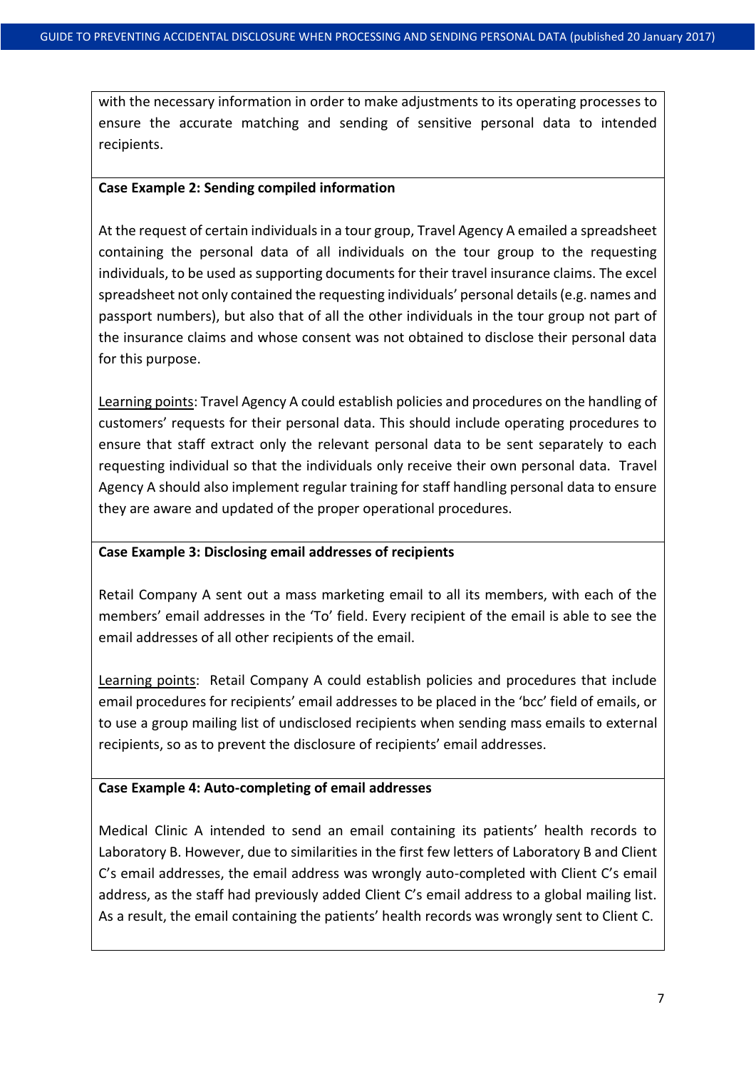with the necessary information in order to make adjustments to its operating processes to ensure the accurate matching and sending of sensitive personal data to intended recipients.

**Case Example 2: Sending compiled information**

At the request of certain individuals in a tour group, Travel Agency A emailed a spreadsheet containing the personal data of all individuals on the tour group to the requesting individuals, to be used as supporting documents for their travel insurance claims. The excel spreadsheet not only contained the requesting individuals' personal details (e.g. names and passport numbers), but also that of all the other individuals in the tour group not part of the insurance claims and whose consent was not obtained to disclose their personal data for this purpose.

Learning points: Travel Agency A could establish policies and procedures on the handling of customers' requests for their personal data. This should include operating procedures to ensure that staff extract only the relevant personal data to be sent separately to each requesting individual so that the individuals only receive their own personal data. Travel Agency A should also implement regular training for staff handling personal data to ensure they are aware and updated of the proper operational procedures.

**Case Example 3: Disclosing email addresses of recipients**

Retail Company A sent out a mass marketing email to all its members, with each of the members' email addresses in the 'To' field. Every recipient of the email is able to see the email addresses of all other recipients of the email.

Learning points: Retail Company A could establish policies and procedures that include email procedures for recipients' email addresses to be placed in the 'bcc' field of emails, or to use a group mailing list of undisclosed recipients when sending mass emails to external recipients, so as to prevent the disclosure of recipients' email addresses.

**Case Example 4: Auto-completing of email addresses**

Medical Clinic A intended to send an email containing its patients' health records to Laboratory B. However, due to similarities in the first few letters of Laboratory B and Client C's email addresses, the email address was wrongly auto-completed with Client C's email address, as the staff had previously added Client C's email address to a global mailing list. As a result, the email containing the patients' health records was wrongly sent to Client C.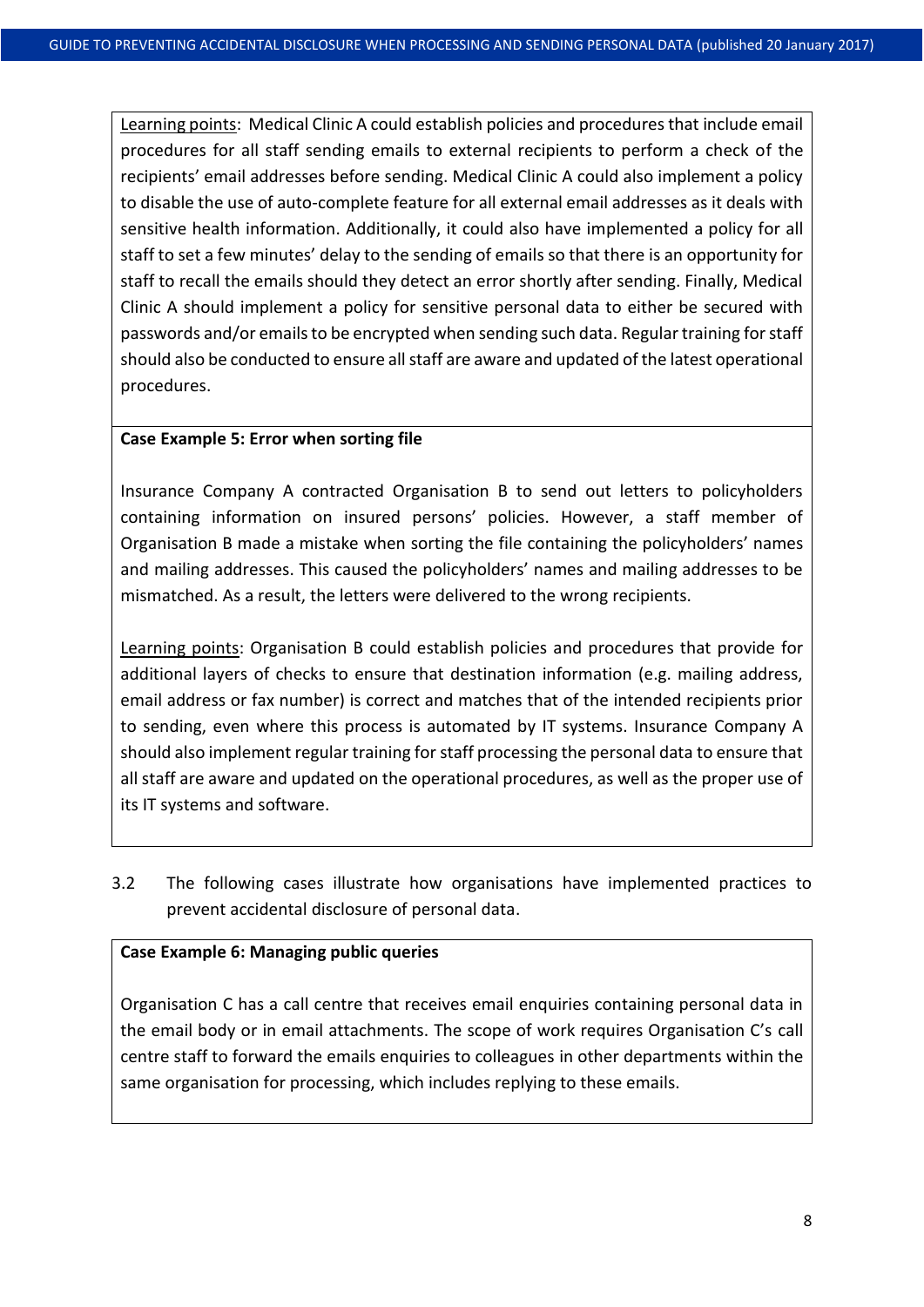<u>Learning points</u>: Medical Clinic A could establish policies and procedures that include email procedures for all staff sending emails to external recipients to perform a check of the recipients' email addresses before sending. Medical Clinic A could also implement a policy to disable the use of auto-complete feature for all external email addresses as it deals with sensitive health information. Additionally, it could also have implemented a policy for all staff to set a few minutes' delay to the sending of emails so that there is an opportunity for staff to recall the emails should they detect an error shortly after sending. Finally, Medical Clinic A should implement a policy for sensitive personal data to either be secured with passwords and/or emails to be encrypted when sending such data. Regular training for staff should also be conducted to ensure all staff are aware and updated of the latest operational procedures.

**Case Example 5: Error when sorting file**

Insurance Company A contracted Organisation B to send out letters to policyholders containing information on insured persons' policies. However, a staff member of Organisation B made a mistake when sorting the file containing the policyholders' names and mailing addresses. This caused the policyholders' names and mailing addresses to be mismatched. As a result, the letters were delivered to the wrong recipients.

<u>Learning points</u>: Organisation B could establish policies and procedures that provide for additional layers of checks to ensure that destination information (e.g. mailing address, email address or fax number) is correct and matches that of the intended recipients prior to sending, even where this process is automated by IT systems. Insurance Company A should also implement regular training for staff processing the personal data to ensure that all staff are aware and updated on the operational procedures, as well as the proper use of its IT systems and software.

3.2 The following cases illustrate how organisations have implemented practices to prevent accidental disclosure of personal data.

**Case Example 6: Managing public queries**

Organisation C has a call centre that receives email enquiries containing personal data in the email body or in email attachments. The scope of work requires Organisation C's call centre staff to forward the emails enquiries to colleagues in other departments within the same organisation for processing, which includes replying to these emails.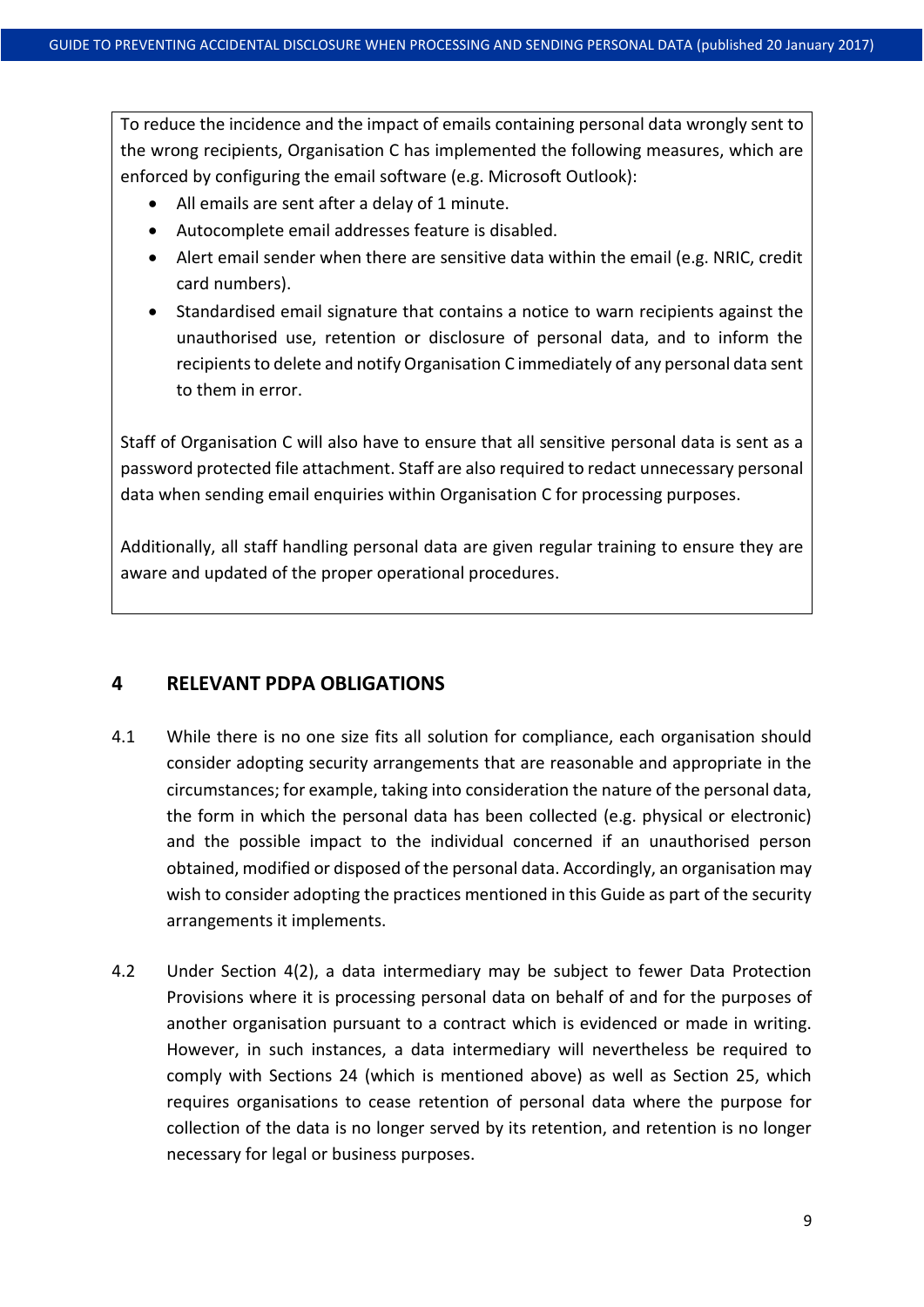To reduce the incidence and the impact of emails containing personal data wrongly sent to the wrong recipients, Organisation C has implemented the following measures, which are enforced by configuring the email software (e.g. Microsoft Outlook):

- All emails are sent after a delay of 1 minute.
- Autocomplete email addresses feature is disabled.
- Alert email sender when there are sensitive data within the email (e.g. NRIC, credit card numbers).
- Standardised email signature that contains a notice to warn recipients against the unauthorised use, retention or disclosure of personal data, and to inform the recipients to delete and notify Organisation C immediately of any personal data sent to them in error.

Staff of Organisation C will also have to ensure that all sensitive personal data is sent as a password protected file attachment. Staff are also required to redact unnecessary personal data when sending email enquiries within Organisation C for processing purposes.

Additionally, all staff handling personal data are given regular training to ensure they are aware and updated of the proper operational procedures.

## 4 RELEVANT PDPA OBLIGATIONS

4.1 While there is no one size fits all solution for compliance, each organisation should consider adopting security arrangements that are reasonable and appropriate in the circumstances; for example, taking into consideration the nature of the personal data, the form in which the personal data has been collected (e.g. physical or electronic) and the possible impact to the individual concerned if an unauthorised person obtained, modified or disposed of the personal data. Accordingly, an organisation may wish to consider adopting the practices mentioned in this Guide as part of the security arrangements it implements.

4.2 Under Section 4(2), a data intermediary may be subject to fewer Data Protection Provisions where it is processing personal data on behalf of and for the purposes of another organisation pursuant to a contract which is evidenced or made in writing. However, in such instances, a data intermediary will nevertheless be required to comply with Sections 24 (which is mentioned above) as well as Section 25, which requires organisations to cease retention of personal data where the purpose for collection of the data is no longer served by its retention, and retention is no longer necessary for legal or business purposes.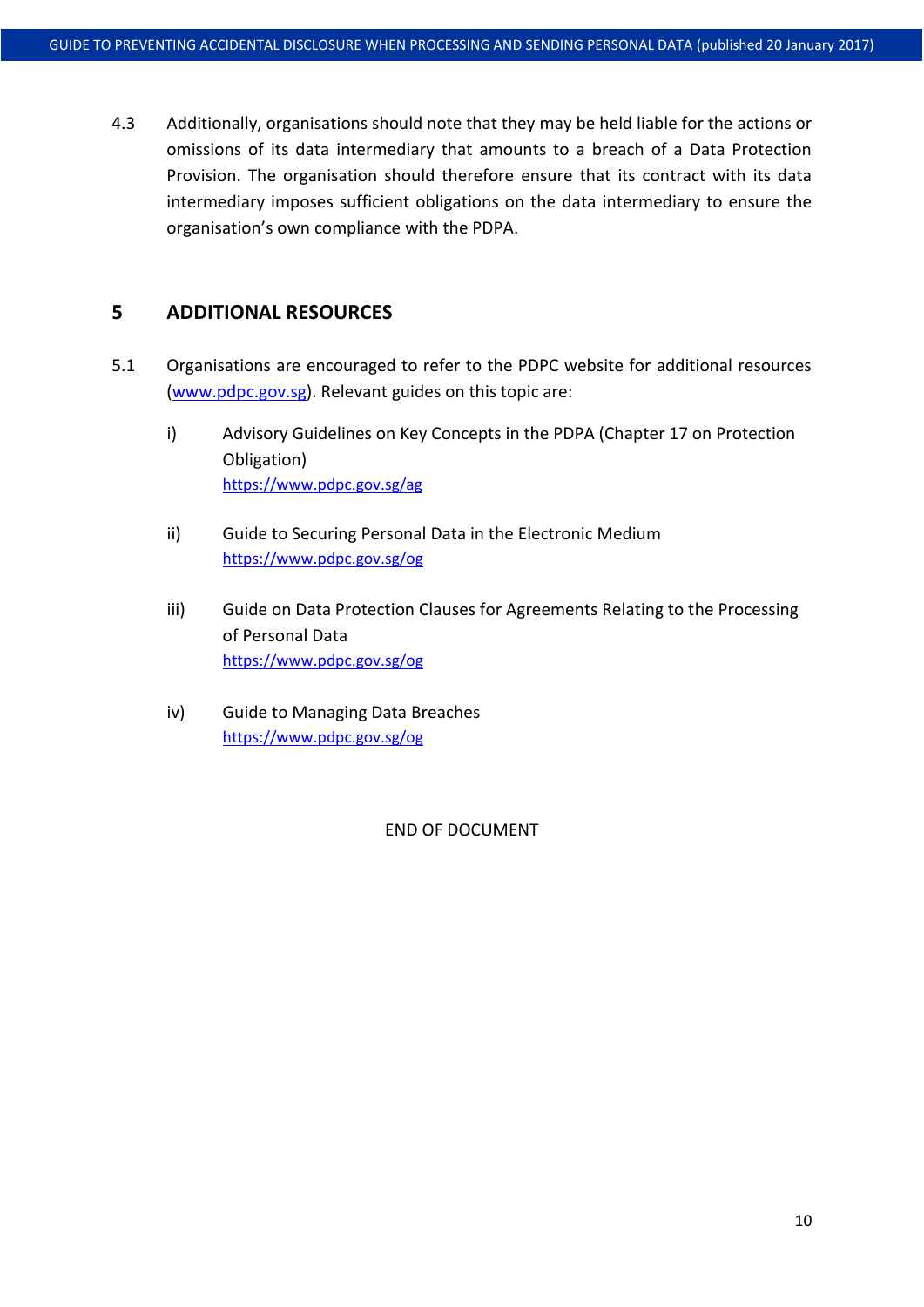4.3 Additionally, organisations should note that they may be held liable for the actions or omissions of its data intermediary that amounts to a breach of a Data Protection Provision. The organisation should therefore ensure that its contract with its data intermediary imposes sufficient obligations on the data intermediary to ensure the organisation's own compliance with the PDPA.

## 5 ADDITIONAL RESOURCES

5.1 Organisations are encouraged to refer to the PDPC website for additional resources (www.pdpc.gov.sg). Relevant guides on this topic are:

i) Advisory Guidelines on Key Concepts in the PDPA (Chapter 17 on Protection Obligation)
https://www.pdpc.gov.sg/ag

ii) Guide to Securing Personal Data in the Electronic Medium
https://www.pdpc.gov.sg/og

iii) Guide on Data Protection Clauses for Agreements Relating to the Processing of Personal Data
https://www.pdpc.gov.sg/og

iv) Guide to Managing Data Breaches
https://www.pdpc.gov.sg/og

END OF DOCUMENT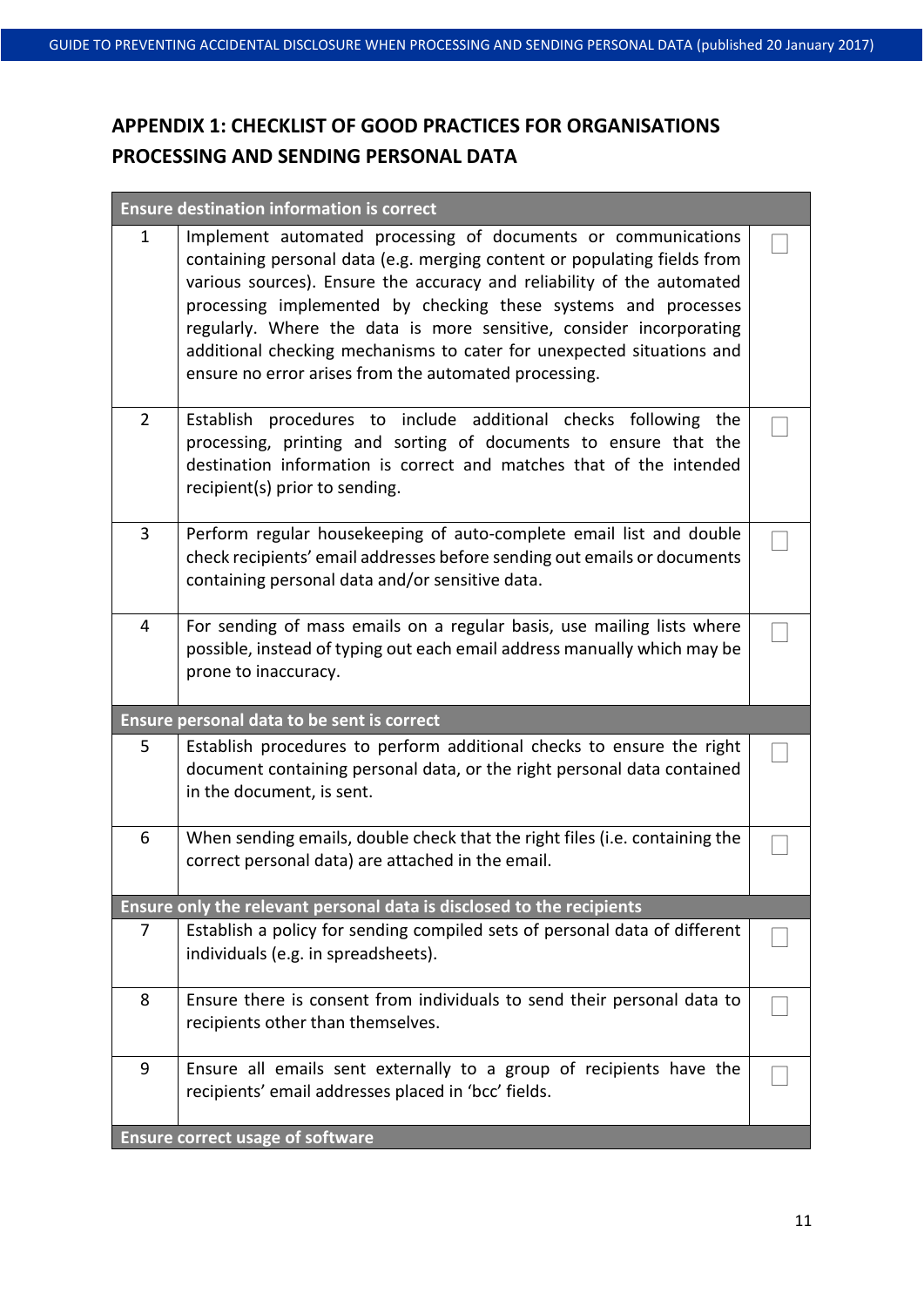## APPENDIX 1: CHECKLIST OF GOOD PRACTICES FOR ORGANISATIONS PROCESSING AND SENDING PERSONAL DATA

| | | |
|---|---|---|
| **Ensure destination information is correct** | | |
| 1 | Implement automated processing of documents or communications containing personal data (e.g. merging content or populating fields from various sources). Ensure the accuracy and reliability of the automated processing implemented by checking these systems and processes regularly. Where the data is more sensitive, consider incorporating additional checking mechanisms to cater for unexpected situations and ensure no error arises from the automated processing. | ☐ |
| 2 | Establish procedures to include additional checks following the processing, printing and sorting of documents to ensure that the destination information is correct and matches that of the intended recipient(s) prior to sending. | ☐ |
| 3 | Perform regular housekeeping of auto-complete email list and double check recipients' email addresses before sending out emails or documents containing personal data and/or sensitive data. | ☐ |
| 4 | For sending of mass emails on a regular basis, use mailing lists where possible, instead of typing out each email address manually which may be prone to inaccuracy. | ☐ |
| **Ensure personal data to be sent is correct** | | |
| 5 | Establish procedures to perform additional checks to ensure the right document containing personal data, or the right personal data contained in the document, is sent. | ☐ |
| 6 | When sending emails, double check that the right files (i.e. containing the correct personal data) are attached in the email. | ☐ |
| **Ensure only the relevant personal data is disclosed to the recipients** | | |
| 7 | Establish a policy for sending compiled sets of personal data of different individuals (e.g. in spreadsheets). | ☐ |
| 8 | Ensure there is consent from individuals to send their personal data to recipients other than themselves. | ☐ |
| 9 | Ensure all emails sent externally to a group of recipients have the recipients' email addresses placed in 'bcc' fields. | ☐ |
| **Ensure correct usage of software** | | |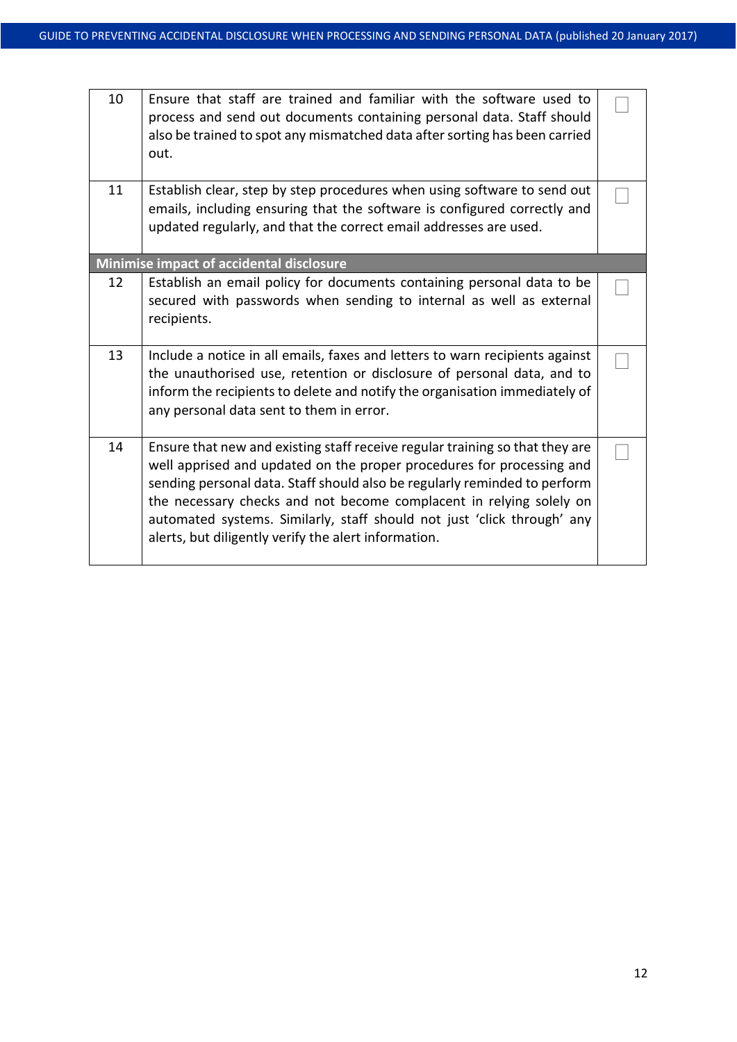| | | |
|---|---|---|
| 10 | Ensure that staff are trained and familiar with the software used to process and send out documents containing personal data. Staff should also be trained to spot any mismatched data after sorting has been carried out. | ☐ |
| 11 | Establish clear, step by step procedures when using software to send out emails, including ensuring that the software is configured correctly and updated regularly, and that the correct email addresses are used. | ☐ |
| **Minimise impact of accidental disclosure** | | |
| 12 | Establish an email policy for documents containing personal data to be secured with passwords when sending to internal as well as external recipients. | ☐ |
| 13 | Include a notice in all emails, faxes and letters to warn recipients against the unauthorised use, retention or disclosure of personal data, and to inform the recipients to delete and notify the organisation immediately of any personal data sent to them in error. | ☐ |
| 14 | Ensure that new and existing staff receive regular training so that they are well apprised and updated on the proper procedures for processing and sending personal data. Staff should also be regularly reminded to perform the necessary checks and not become complacent in relying solely on automated systems. Similarly, staff should not just 'click through' any alerts, but diligently verify the alert information. | ☐ |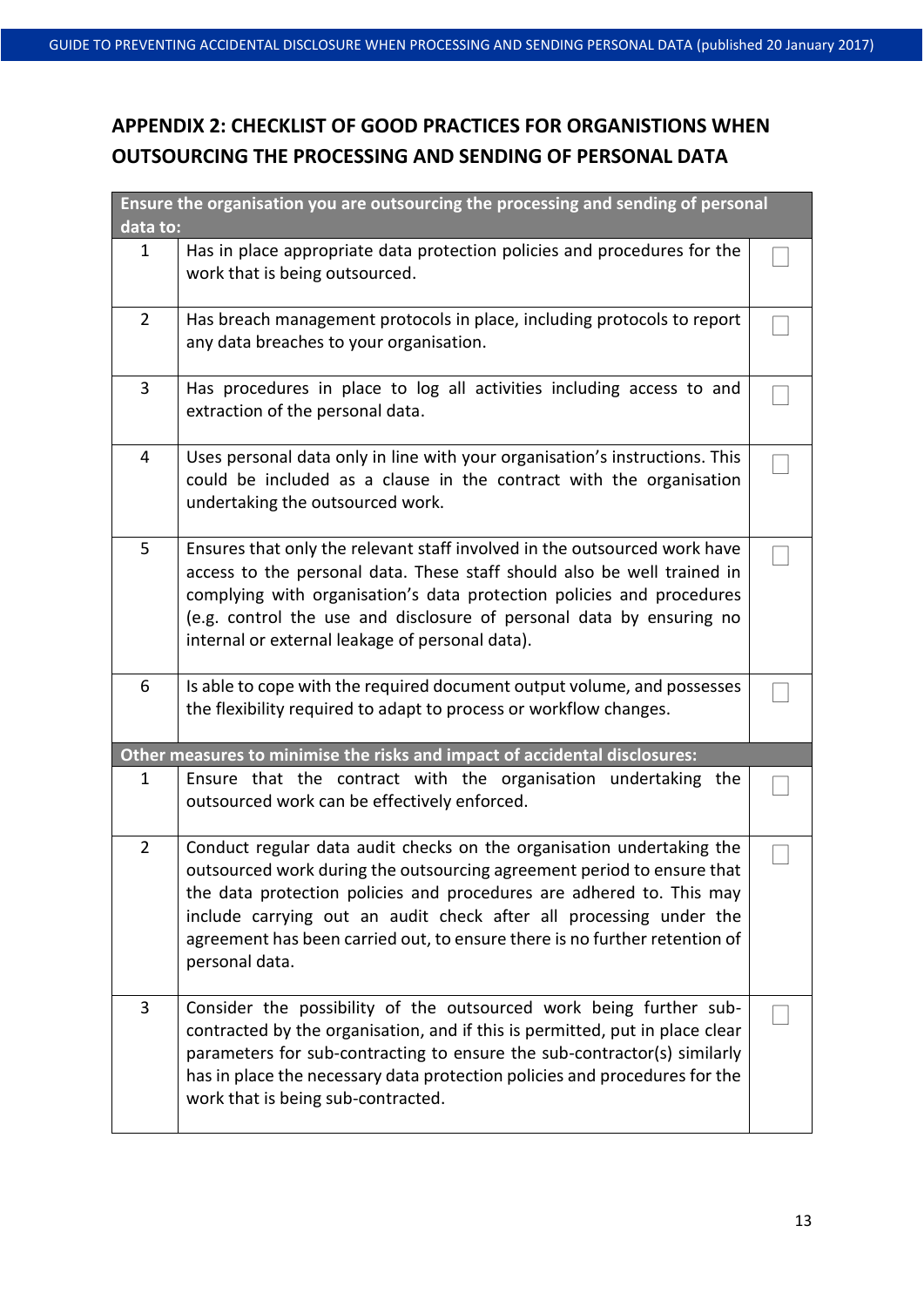## APPENDIX 2: CHECKLIST OF GOOD PRACTICES FOR ORGANISTIONS WHEN OUTSOURCING THE PROCESSING AND SENDING OF PERSONAL DATA

| **Ensure the organisation you are outsourcing the processing and sending of personal data to:** | | |
|---|---|---|
| 1 | Has in place appropriate data protection policies and procedures for the work that is being outsourced. | ☐ |
| 2 | Has breach management protocols in place, including protocols to report any data breaches to your organisation. | ☐ |
| 3 | Has procedures in place to log all activities including access to and extraction of the personal data. | ☐ |
| 4 | Uses personal data only in line with your organisation's instructions. This could be included as a clause in the contract with the organisation undertaking the outsourced work. | ☐ |
| 5 | Ensures that only the relevant staff involved in the outsourced work have access to the personal data. These staff should also be well trained in complying with organisation's data protection policies and procedures (e.g. control the use and disclosure of personal data by ensuring no internal or external leakage of personal data). | ☐ |
| 6 | Is able to cope with the required document output volume, and possesses the flexibility required to adapt to process or workflow changes. | ☐ |
| **Other measures to minimise the risks and impact of accidental disclosures:** | | |
| 1 | Ensure that the contract with the organisation undertaking the outsourced work can be effectively enforced. | ☐ |
| 2 | Conduct regular data audit checks on the organisation undertaking the outsourced work during the outsourcing agreement period to ensure that the data protection policies and procedures are adhered to. This may include carrying out an audit check after all processing under the agreement has been carried out, to ensure there is no further retention of personal data. | ☐ |
| 3 | Consider the possibility of the outsourced work being further sub-contracted by the organisation, and if this is permitted, put in place clear parameters for sub-contracting to ensure the sub-contractor(s) similarly has in place the necessary data protection policies and procedures for the work that is being sub-contracted. | ☐ |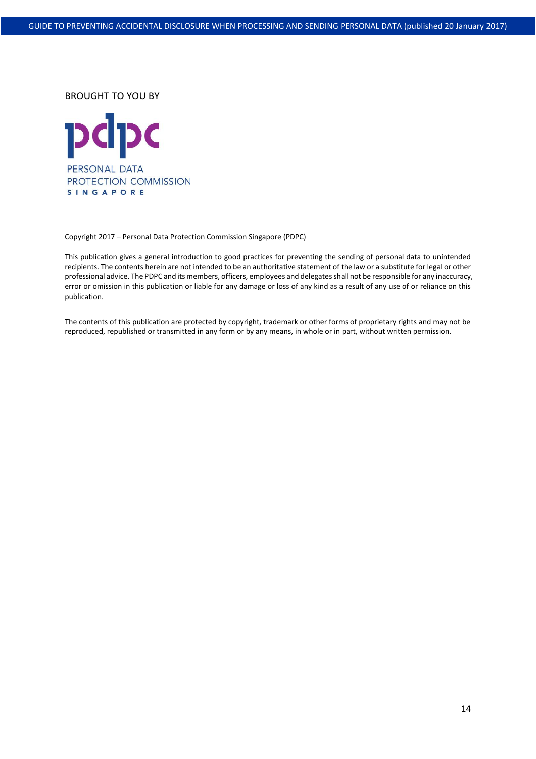BROUGHT TO YOU BY

pdpc

PERSONAL DATA
PROTECTION COMMISSION
SINGAPORE

Copyright 2017 – Personal Data Protection Commission Singapore (PDPC)

This publication gives a general introduction to good practices for preventing the sending of personal data to unintended recipients. The contents herein are not intended to be an authoritative statement of the law or a substitute for legal or other professional advice. The PDPC and its members, officers, employees and delegates shall not be responsible for any inaccuracy, error or omission in this publication or liable for any damage or loss of any kind as a result of any use of or reliance on this publication.

The contents of this publication are protected by copyright, trademark or other forms of proprietary rights and may not be reproduced, republished or transmitted in any form or by any means, in whole or in part, without written permission.